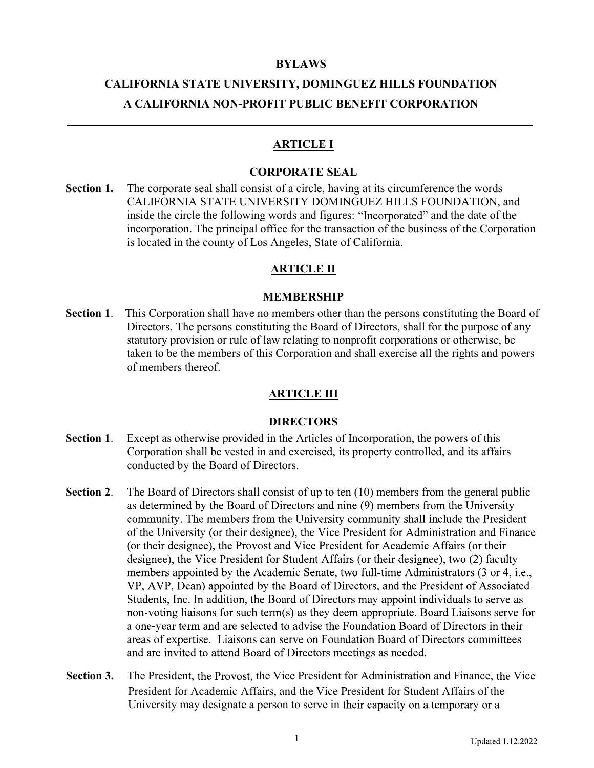# BYLAWS

# CALIFORNIA STATE UNIVERSITY, DOMINGUEZ HILLS FOUNDATION

# A CALIFORNIA NON-PROFIT PUBLIC BENEFIT CORPORATION

---

## ARTICLE I

### CORPORATE SEAL

**Section 1.** The corporate seal shall consist of a circle, having at its circumference the words CALIFORNIA STATE UNIVERSITY DOMINGUEZ HILLS FOUNDATION, and inside the circle the following words and figures: "Incorporated" and the date of the incorporation. The principal office for the transaction of the business of the Corporation is located in the county of Los Angeles, State of California.

## ARTICLE II

### MEMBERSHIP

**Section 1**. This Corporation shall have no members other than the persons constituting the Board of Directors. The persons constituting the Board of Directors, shall for the purpose of any statutory provision or rule of law relating to nonprofit corporations or otherwise, be taken to be the members of this Corporation and shall exercise all the rights and powers of members thereof.

## ARTICLE III

### DIRECTORS

**Section 1**. Except as otherwise provided in the Articles of Incorporation, the powers of this Corporation shall be vested in and exercised, its property controlled, and its affairs conducted by the Board of Directors.

**Section 2**. The Board of Directors shall consist of up to ten (10) members from the general public as determined by the Board of Directors and nine (9) members from the University community. The members from the University community shall include the President of the University (or their designee), the Vice President for Administration and Finance (or their designee), the Provost and Vice President for Academic Affairs (or their designee), the Vice President for Student Affairs (or their designee), two (2) faculty members appointed by the Academic Senate, two full-time Administrators (3 or 4, i.e., VP, AVP, Dean) appointed by the Board of Directors, and the President of Associated Students, Inc. In addition, the Board of Directors may appoint individuals to serve as non-voting liaisons for such term(s) as they deem appropriate. Board Liaisons serve for a one-year term and are selected to advise the Foundation Board of Directors in their areas of expertise. Liaisons can serve on Foundation Board of Directors committees and are invited to attend Board of Directors meetings as needed.

**Section 3.** The President, the Provost, the Vice President for Administration and Finance, the Vice President for Academic Affairs, and the Vice President for Student Affairs of the University may designate a person to serve in their capacity on a temporary or a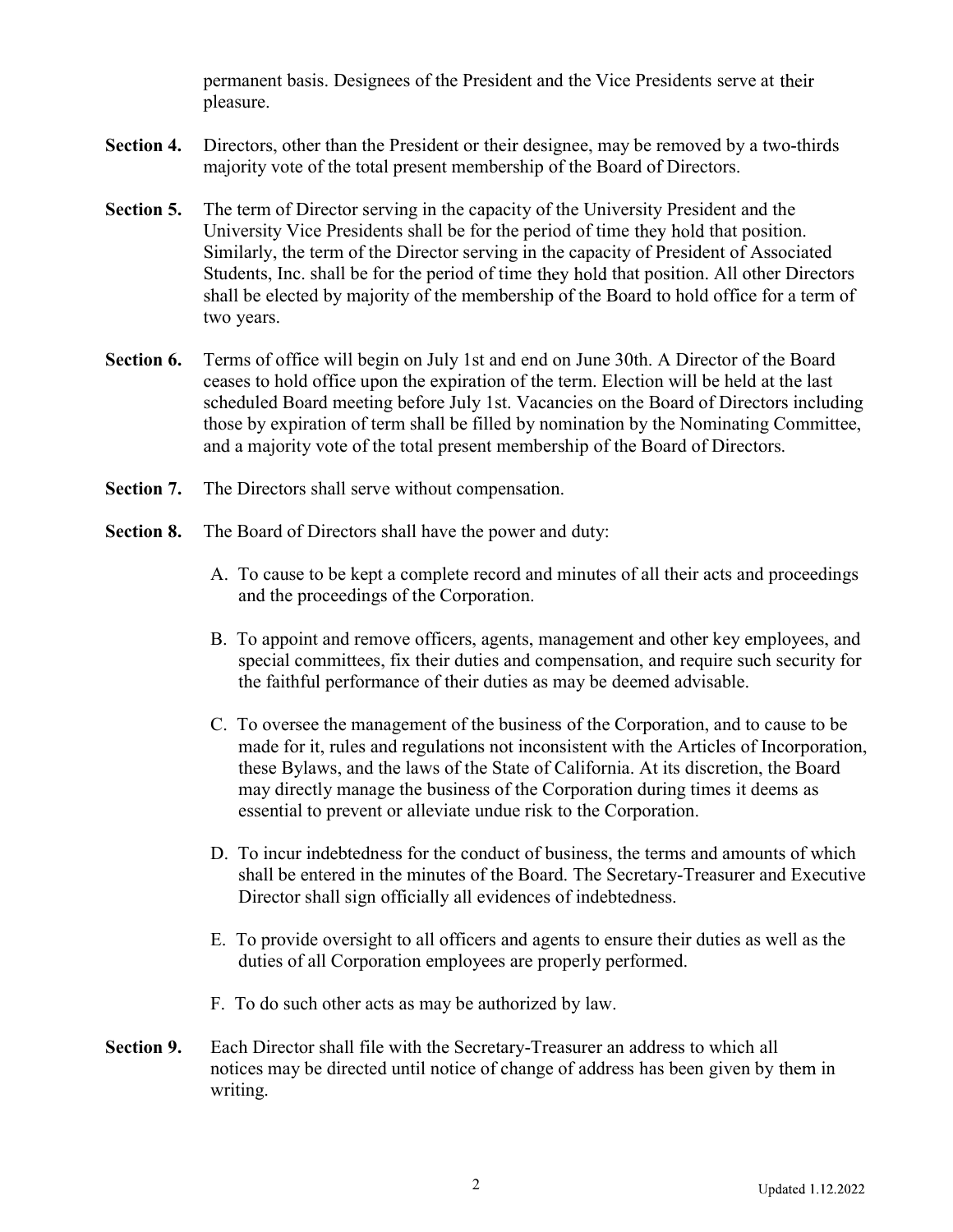permanent basis. Designees of the President and the Vice Presidents serve at their pleasure.

**Section 4.** Directors, other than the President or their designee, may be removed by a two-thirds majority vote of the total present membership of the Board of Directors.

**Section 5.** The term of Director serving in the capacity of the University President and the University Vice Presidents shall be for the period of time they hold that position. Similarly, the term of the Director serving in the capacity of President of Associated Students, Inc. shall be for the period of time they hold that position. All other Directors shall be elected by majority of the membership of the Board to hold office for a term of two years.

**Section 6.** Terms of office will begin on July 1st and end on June 30th. A Director of the Board ceases to hold office upon the expiration of the term. Election will be held at the last scheduled Board meeting before July 1st. Vacancies on the Board of Directors including those by expiration of term shall be filled by nomination by the Nominating Committee, and a majority vote of the total present membership of the Board of Directors.

**Section 7.** The Directors shall serve without compensation.

**Section 8.** The Board of Directors shall have the power and duty:

A. To cause to be kept a complete record and minutes of all their acts and proceedings and the proceedings of the Corporation.

B. To appoint and remove officers, agents, management and other key employees, and special committees, fix their duties and compensation, and require such security for the faithful performance of their duties as may be deemed advisable.

C. To oversee the management of the business of the Corporation, and to cause to be made for it, rules and regulations not inconsistent with the Articles of Incorporation, these Bylaws, and the laws of the State of California. At its discretion, the Board may directly manage the business of the Corporation during times it deems as essential to prevent or alleviate undue risk to the Corporation.

D. To incur indebtedness for the conduct of business, the terms and amounts of which shall be entered in the minutes of the Board. The Secretary-Treasurer and Executive Director shall sign officially all evidences of indebtedness.

E. To provide oversight to all officers and agents to ensure their duties as well as the duties of all Corporation employees are properly performed.

F. To do such other acts as may be authorized by law.

**Section 9.** Each Director shall file with the Secretary-Treasurer an address to which all notices may be directed until notice of change of address has been given by them in writing.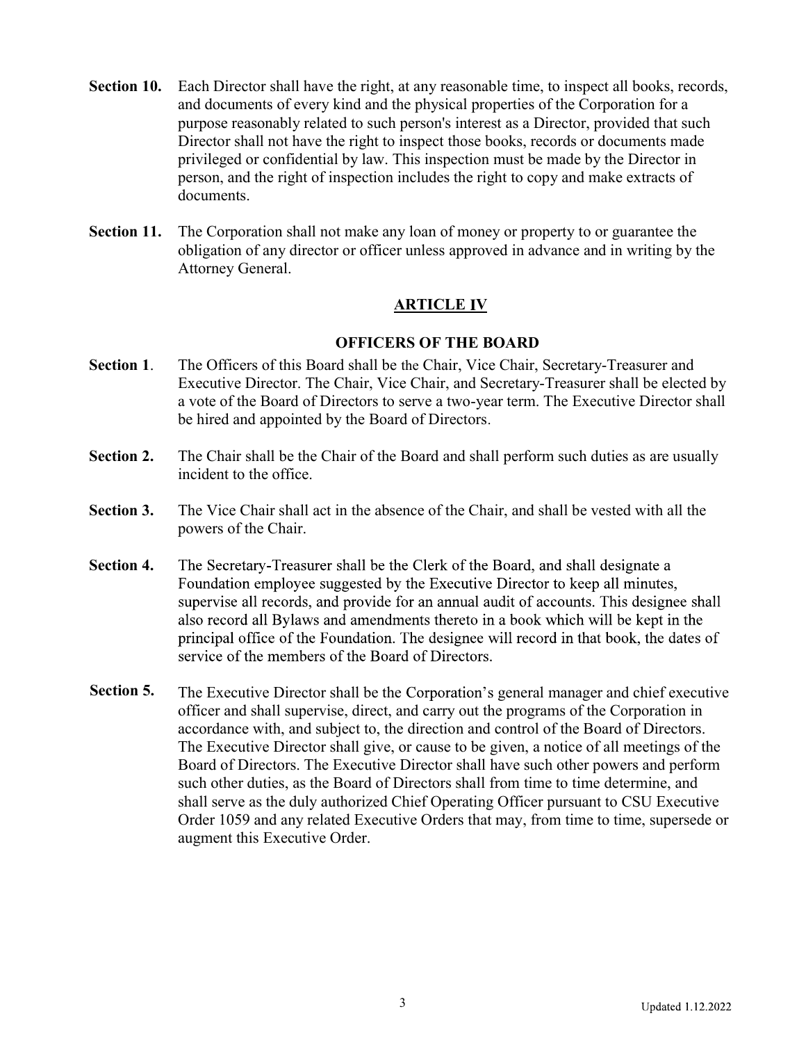**Section 10.** Each Director shall have the right, at any reasonable time, to inspect all books, records, and documents of every kind and the physical properties of the Corporation for a purpose reasonably related to such person's interest as a Director, provided that such Director shall not have the right to inspect those books, records or documents made privileged or confidential by law. This inspection must be made by the Director in person, and the right of inspection includes the right to copy and make extracts of documents.

**Section 11.** The Corporation shall not make any loan of money or property to or guarantee the obligation of any director or officer unless approved in advance and in writing by the Attorney General.

## ARTICLE IV

### OFFICERS OF THE BOARD

**Section 1.** The Officers of this Board shall be the Chair, Vice Chair, Secretary-Treasurer and Executive Director. The Chair, Vice Chair, and Secretary-Treasurer shall be elected by a vote of the Board of Directors to serve a two-year term. The Executive Director shall be hired and appointed by the Board of Directors.

**Section 2.** The Chair shall be the Chair of the Board and shall perform such duties as are usually incident to the office.

**Section 3.** The Vice Chair shall act in the absence of the Chair, and shall be vested with all the powers of the Chair.

**Section 4.** The Secretary-Treasurer shall be the Clerk of the Board, and shall designate a Foundation employee suggested by the Executive Director to keep all minutes, supervise all records, and provide for an annual audit of accounts. This designee shall also record all Bylaws and amendments thereto in a book which will be kept in the principal office of the Foundation. The designee will record in that book, the dates of service of the members of the Board of Directors.

**Section 5.** The Executive Director shall be the Corporation's general manager and chief executive officer and shall supervise, direct, and carry out the programs of the Corporation in accordance with, and subject to, the direction and control of the Board of Directors. The Executive Director shall give, or cause to be given, a notice of all meetings of the Board of Directors. The Executive Director shall have such other powers and perform such other duties, as the Board of Directors shall from time to time determine, and shall serve as the duly authorized Chief Operating Officer pursuant to CSU Executive Order 1059 and any related Executive Orders that may, from time to time, supersede or augment this Executive Order.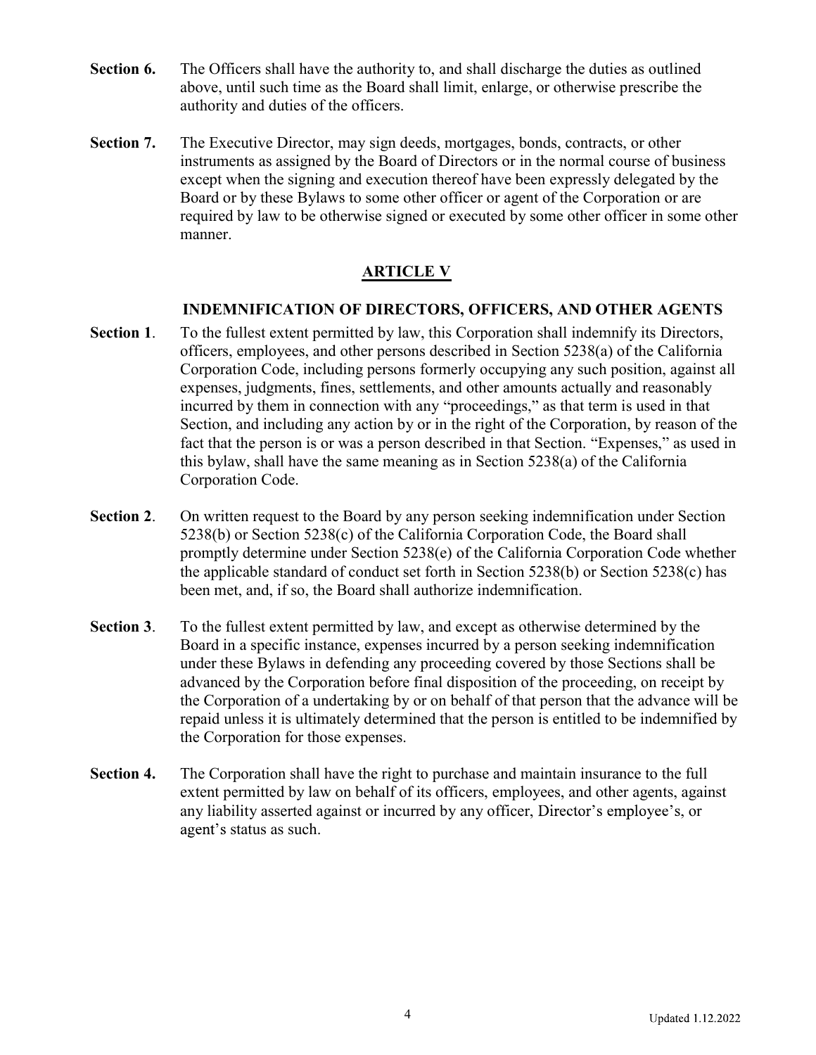**Section 6.** The Officers shall have the authority to, and shall discharge the duties as outlined above, until such time as the Board shall limit, enlarge, or otherwise prescribe the authority and duties of the officers.

**Section 7.** The Executive Director, may sign deeds, mortgages, bonds, contracts, or other instruments as assigned by the Board of Directors or in the normal course of business except when the signing and execution thereof have been expressly delegated by the Board or by these Bylaws to some other officer or agent of the Corporation or are required by law to be otherwise signed or executed by some other officer in some other manner.

## ARTICLE V

### INDEMNIFICATION OF DIRECTORS, OFFICERS, AND OTHER AGENTS

**Section 1**. To the fullest extent permitted by law, this Corporation shall indemnify its Directors, officers, employees, and other persons described in Section 5238(a) of the California Corporation Code, including persons formerly occupying any such position, against all expenses, judgments, fines, settlements, and other amounts actually and reasonably incurred by them in connection with any "proceedings," as that term is used in that Section, and including any action by or in the right of the Corporation, by reason of the fact that the person is or was a person described in that Section. "Expenses," as used in this bylaw, shall have the same meaning as in Section 5238(a) of the California Corporation Code.

**Section 2**. On written request to the Board by any person seeking indemnification under Section 5238(b) or Section 5238(c) of the California Corporation Code, the Board shall promptly determine under Section 5238(e) of the California Corporation Code whether the applicable standard of conduct set forth in Section 5238(b) or Section 5238(c) has been met, and, if so, the Board shall authorize indemnification.

**Section 3**. To the fullest extent permitted by law, and except as otherwise determined by the Board in a specific instance, expenses incurred by a person seeking indemnification under these Bylaws in defending any proceeding covered by those Sections shall be advanced by the Corporation before final disposition of the proceeding, on receipt by the Corporation of a undertaking by or on behalf of that person that the advance will be repaid unless it is ultimately determined that the person is entitled to be indemnified by the Corporation for those expenses.

**Section 4.** The Corporation shall have the right to purchase and maintain insurance to the full extent permitted by law on behalf of its officers, employees, and other agents, against any liability asserted against or incurred by any officer, Director's employee's, or agent's status as such.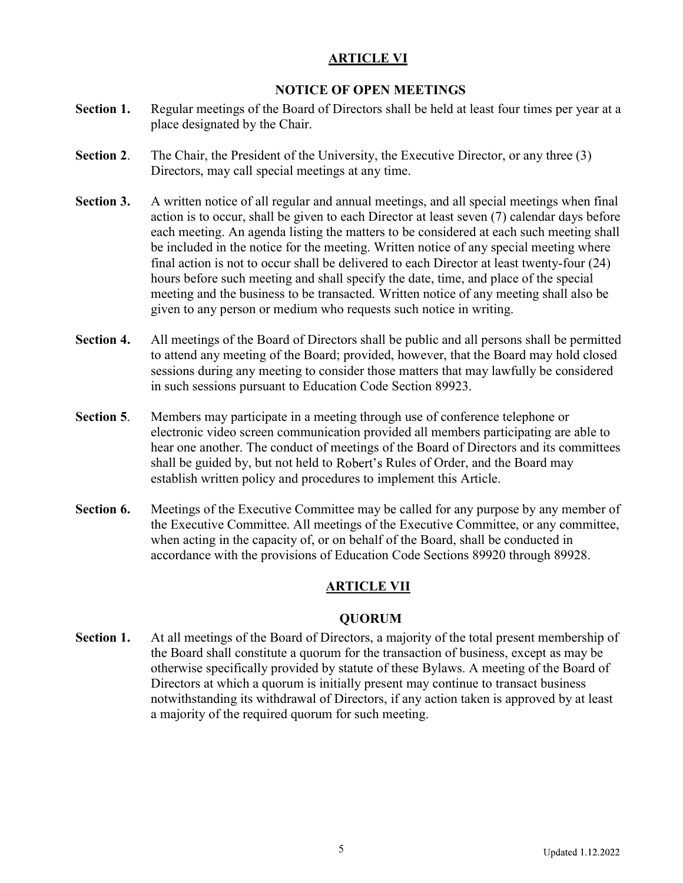## ARTICLE VI

### NOTICE OF OPEN MEETINGS

**Section 1.** Regular meetings of the Board of Directors shall be held at least four times per year at a place designated by the Chair.

**Section 2**. The Chair, the President of the University, the Executive Director, or any three (3) Directors, may call special meetings at any time.

**Section 3.** A written notice of all regular and annual meetings, and all special meetings when final action is to occur, shall be given to each Director at least seven (7) calendar days before each meeting. An agenda listing the matters to be considered at each such meeting shall be included in the notice for the meeting. Written notice of any special meeting where final action is not to occur shall be delivered to each Director at least twenty-four (24) hours before such meeting and shall specify the date, time, and place of the special meeting and the business to be transacted. Written notice of any meeting shall also be given to any person or medium who requests such notice in writing.

**Section 4.** All meetings of the Board of Directors shall be public and all persons shall be permitted to attend any meeting of the Board; provided, however, that the Board may hold closed sessions during any meeting to consider those matters that may lawfully be considered in such sessions pursuant to Education Code Section 89923.

**Section 5**. Members may participate in a meeting through use of conference telephone or electronic video screen communication provided all members participating are able to hear one another. The conduct of meetings of the Board of Directors and its committees shall be guided by, but not held to Robert's Rules of Order, and the Board may establish written policy and procedures to implement this Article.

**Section 6.** Meetings of the Executive Committee may be called for any purpose by any member of the Executive Committee. All meetings of the Executive Committee, or any committee, when acting in the capacity of, or on behalf of the Board, shall be conducted in accordance with the provisions of Education Code Sections 89920 through 89928.

## ARTICLE VII

### QUORUM

**Section 1.** At all meetings of the Board of Directors, a majority of the total present membership of the Board shall constitute a quorum for the transaction of business, except as may be otherwise specifically provided by statute of these Bylaws. A meeting of the Board of Directors at which a quorum is initially present may continue to transact business notwithstanding its withdrawal of Directors, if any action taken is approved by at least a majority of the required quorum for such meeting.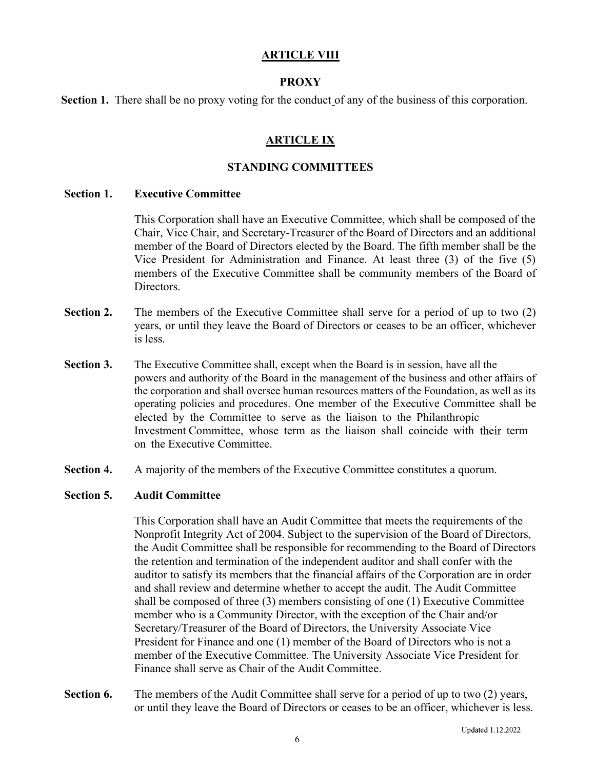## ARTICLE VIII

### PROXY

**Section 1.** There shall be no proxy voting for the conduct of any of the business of this corporation.

## ARTICLE IX

### STANDING COMMITTEES

**Section 1. Executive Committee**

This Corporation shall have an Executive Committee, which shall be composed of the Chair, Vice Chair, and Secretary-Treasurer of the Board of Directors and an additional member of the Board of Directors elected by the Board. The fifth member shall be the Vice President for Administration and Finance. At least three (3) of the five (5) members of the Executive Committee shall be community members of the Board of Directors.

**Section 2.** The members of the Executive Committee shall serve for a period of up to two (2) years, or until they leave the Board of Directors or ceases to be an officer, whichever is less.

**Section 3.** The Executive Committee shall, except when the Board is in session, have all the powers and authority of the Board in the management of the business and other affairs of the corporation and shall oversee human resources matters of the Foundation, as well as its operating policies and procedures. One member of the Executive Committee shall be elected by the Committee to serve as the liaison to the Philanthropic Investment Committee, whose term as the liaison shall coincide with their term on the Executive Committee.

**Section 4.** A majority of the members of the Executive Committee constitutes a quorum.

**Section 5. Audit Committee**

This Corporation shall have an Audit Committee that meets the requirements of the Nonprofit Integrity Act of 2004. Subject to the supervision of the Board of Directors, the Audit Committee shall be responsible for recommending to the Board of Directors the retention and termination of the independent auditor and shall confer with the auditor to satisfy its members that the financial affairs of the Corporation are in order and shall review and determine whether to accept the audit. The Audit Committee shall be composed of three (3) members consisting of one (1) Executive Committee member who is a Community Director, with the exception of the Chair and/or Secretary/Treasurer of the Board of Directors, the University Associate Vice President for Finance and one (1) member of the Board of Directors who is not a member of the Executive Committee. The University Associate Vice President for Finance shall serve as Chair of the Audit Committee.

**Section 6.** The members of the Audit Committee shall serve for a period of up to two (2) years, or until they leave the Board of Directors or ceases to be an officer, whichever is less.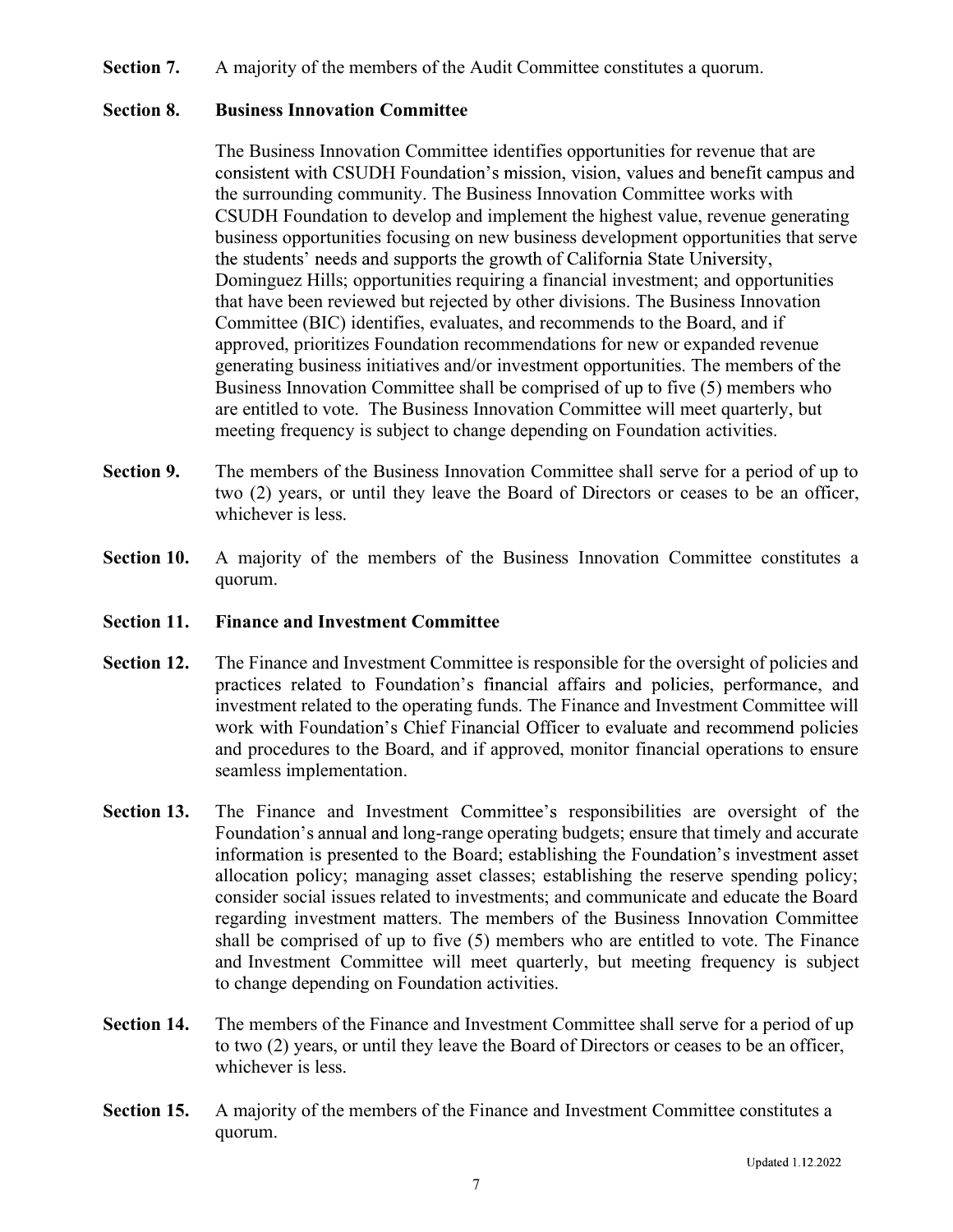**Section 7.** A majority of the members of the Audit Committee constitutes a quorum.

**Section 8. Business Innovation Committee**

The Business Innovation Committee identifies opportunities for revenue that are consistent with CSUDH Foundation's mission, vision, values and benefit campus and the surrounding community. The Business Innovation Committee works with CSUDH Foundation to develop and implement the highest value, revenue generating business opportunities focusing on new business development opportunities that serve the students' needs and supports the growth of California State University, Dominguez Hills; opportunities requiring a financial investment; and opportunities that have been reviewed but rejected by other divisions. The Business Innovation Committee (BIC) identifies, evaluates, and recommends to the Board, and if approved, prioritizes Foundation recommendations for new or expanded revenue generating business initiatives and/or investment opportunities. The members of the Business Innovation Committee shall be comprised of up to five (5) members who are entitled to vote. The Business Innovation Committee will meet quarterly, but meeting frequency is subject to change depending on Foundation activities.

**Section 9.** The members of the Business Innovation Committee shall serve for a period of up to two (2) years, or until they leave the Board of Directors or ceases to be an officer, whichever is less.

**Section 10.** A majority of the members of the Business Innovation Committee constitutes a quorum.

**Section 11. Finance and Investment Committee**

**Section 12.** The Finance and Investment Committee is responsible for the oversight of policies and practices related to Foundation's financial affairs and policies, performance, and investment related to the operating funds. The Finance and Investment Committee will work with Foundation's Chief Financial Officer to evaluate and recommend policies and procedures to the Board, and if approved, monitor financial operations to ensure seamless implementation.

**Section 13.** The Finance and Investment Committee's responsibilities are oversight of the Foundation's annual and long-range operating budgets; ensure that timely and accurate information is presented to the Board; establishing the Foundation's investment asset allocation policy; managing asset classes; establishing the reserve spending policy; consider social issues related to investments; and communicate and educate the Board regarding investment matters. The members of the Business Innovation Committee shall be comprised of up to five (5) members who are entitled to vote. The Finance and Investment Committee will meet quarterly, but meeting frequency is subject to change depending on Foundation activities.

**Section 14.** The members of the Finance and Investment Committee shall serve for a period of up to two (2) years, or until they leave the Board of Directors or ceases to be an officer, whichever is less.

**Section 15.** A majority of the members of the Finance and Investment Committee constitutes a quorum.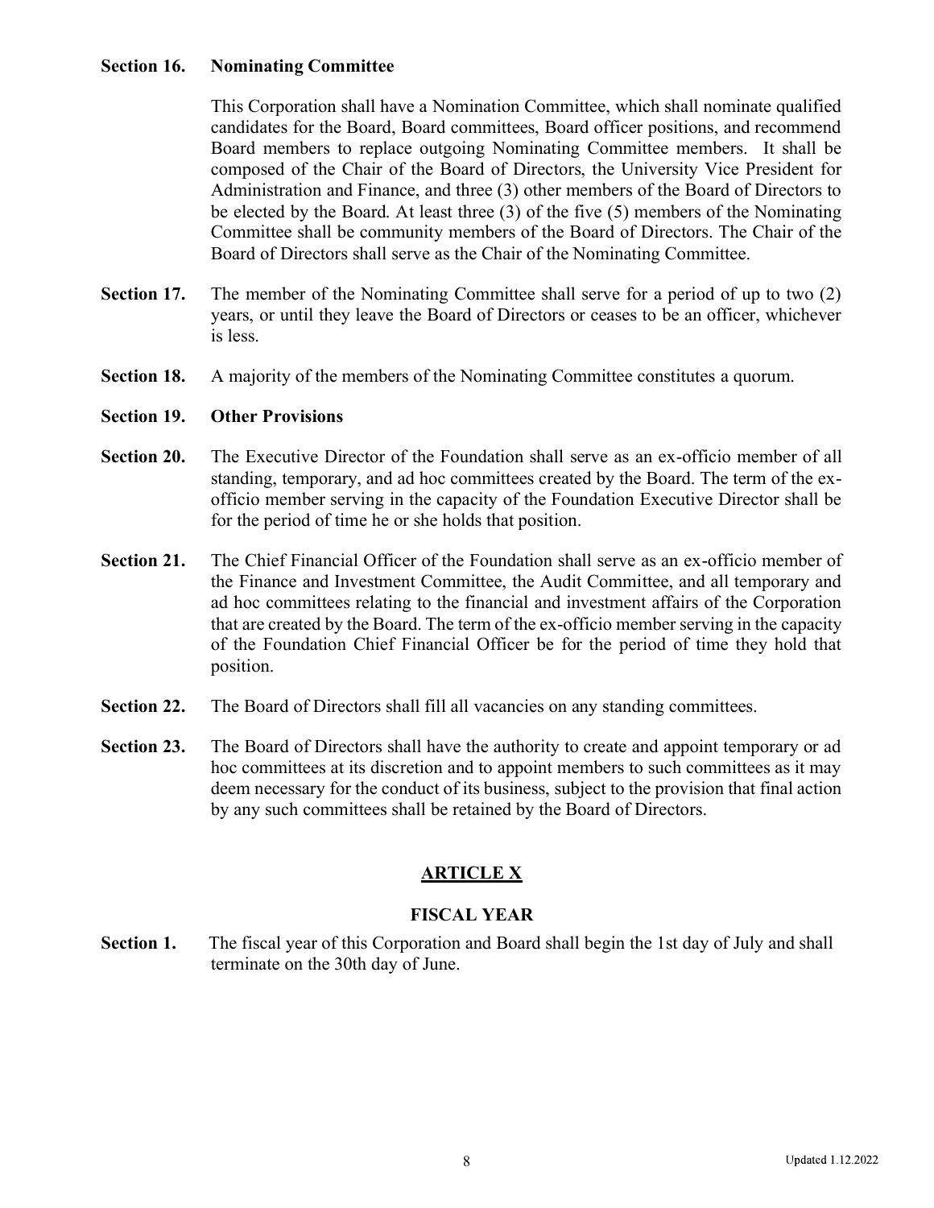**Section 16. Nominating Committee**

This Corporation shall have a Nomination Committee, which shall nominate qualified candidates for the Board, Board committees, Board officer positions, and recommend Board members to replace outgoing Nominating Committee members. It shall be composed of the Chair of the Board of Directors, the University Vice President for Administration and Finance, and three (3) other members of the Board of Directors to be elected by the Board. At least three (3) of the five (5) members of the Nominating Committee shall be community members of the Board of Directors. The Chair of the Board of Directors shall serve as the Chair of the Nominating Committee.

**Section 17.** The member of the Nominating Committee shall serve for a period of up to two (2) years, or until they leave the Board of Directors or ceases to be an officer, whichever is less.

**Section 18.** A majority of the members of the Nominating Committee constitutes a quorum.

**Section 19. Other Provisions**

**Section 20.** The Executive Director of the Foundation shall serve as an ex-officio member of all standing, temporary, and ad hoc committees created by the Board. The term of the ex-officio member serving in the capacity of the Foundation Executive Director shall be for the period of time he or she holds that position.

**Section 21.** The Chief Financial Officer of the Foundation shall serve as an ex-officio member of the Finance and Investment Committee, the Audit Committee, and all temporary and ad hoc committees relating to the financial and investment affairs of the Corporation that are created by the Board. The term of the ex-officio member serving in the capacity of the Foundation Chief Financial Officer be for the period of time they hold that position.

**Section 22.** The Board of Directors shall fill all vacancies on any standing committees.

**Section 23.** The Board of Directors shall have the authority to create and appoint temporary or ad hoc committees at its discretion and to appoint members to such committees as it may deem necessary for the conduct of its business, subject to the provision that final action by any such committees shall be retained by the Board of Directors.

## ARTICLE X

### FISCAL YEAR

**Section 1.** The fiscal year of this Corporation and Board shall begin the 1st day of July and shall terminate on the 30th day of June.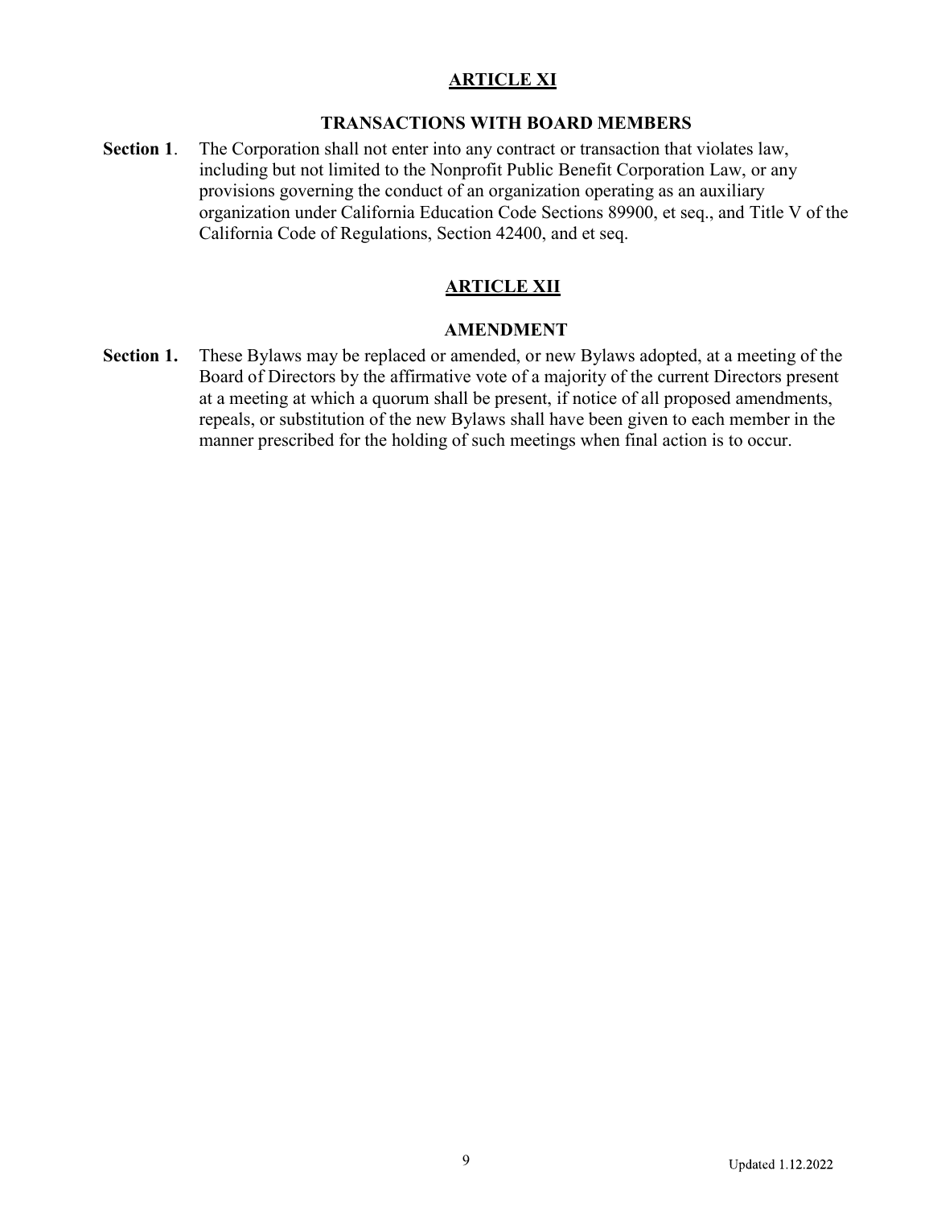## ARTICLE XI

### TRANSACTIONS WITH BOARD MEMBERS

**Section 1**. The Corporation shall not enter into any contract or transaction that violates law, including but not limited to the Nonprofit Public Benefit Corporation Law, or any provisions governing the conduct of an organization operating as an auxiliary organization under California Education Code Sections 89900, et seq., and Title V of the California Code of Regulations, Section 42400, and et seq.

## ARTICLE XII

### AMENDMENT

**Section 1.** These Bylaws may be replaced or amended, or new Bylaws adopted, at a meeting of the Board of Directors by the affirmative vote of a majority of the current Directors present at a meeting at which a quorum shall be present, if notice of all proposed amendments, repeals, or substitution of the new Bylaws shall have been given to each member in the manner prescribed for the holding of such meetings when final action is to occur.